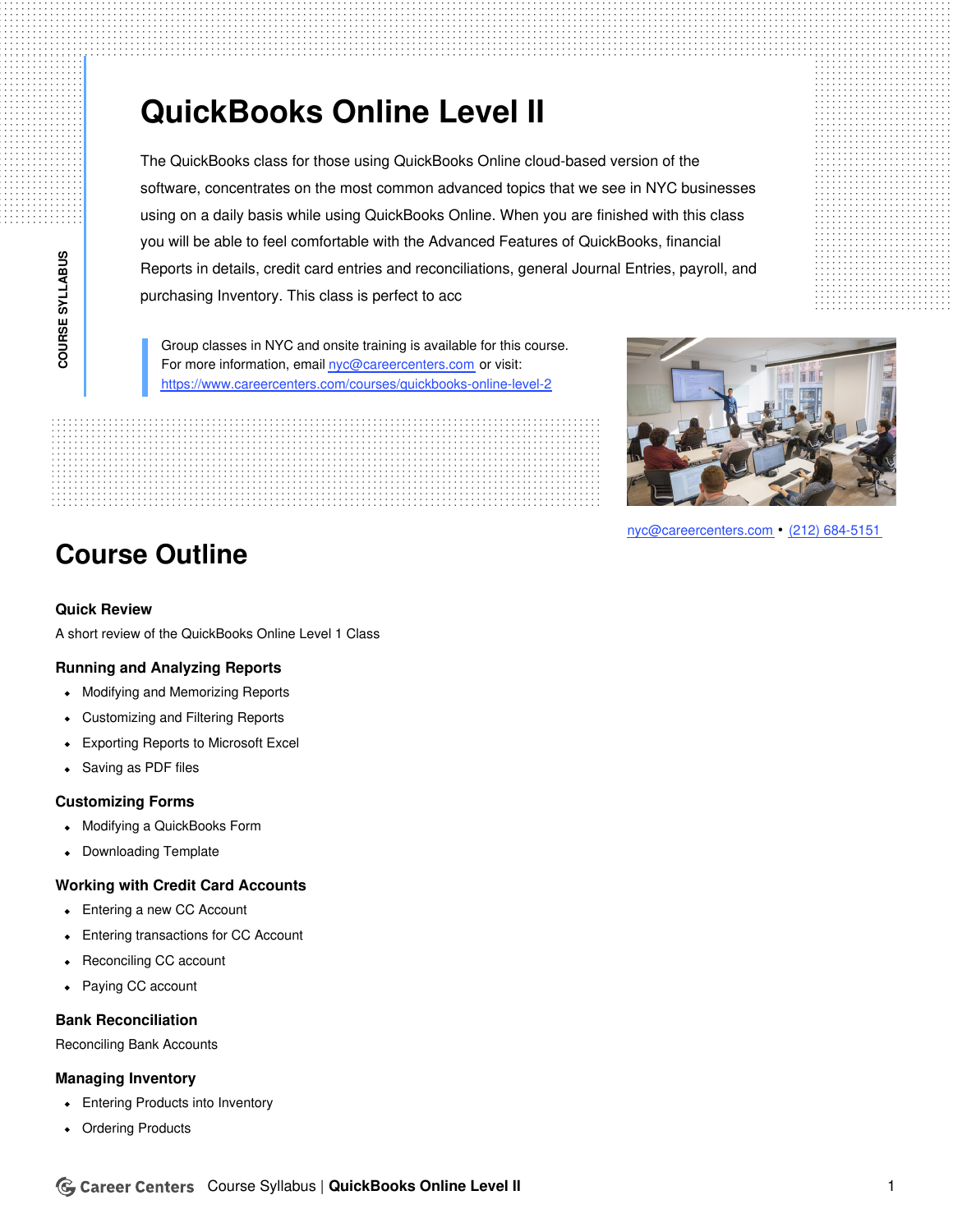# QuickBooks Online Level II

The QuickBooks class for those using QuickBooks Online cloud-based version of the software, concentrates on the most common advanced topics that we see in NYC businesses using on a daily basis while using QuickBooks Online. When you are finished with this class you will be able to feel comfortable with the Advanced Features of QuickBooks, financial Reports in details, credit card entries and reconciliations, general Journal Entries, payroll, and purchasing Inventory. This class is perfect to acc

Group classes in NYC and onsite training is available for this course.
For more information, email nyc@careercenters.com or visit:
https://www.careercenters.com/courses/quickbooks-online-level-2

nyc@careercenters.com • (212) 684-5151

## Course Outline

### Quick Review

A short review of the QuickBooks Online Level 1 Class

### Running and Analyzing Reports

- Modifying and Memorizing Reports
- Customizing and Filtering Reports
- Exporting Reports to Microsoft Excel
- Saving as PDF files

### Customizing Forms

- Modifying a QuickBooks Form
- Downloading Template

### Working with Credit Card Accounts

- Entering a new CC Account
- Entering transactions for CC Account
- Reconciling CC account
- Paying CC account

### Bank Reconciliation

Reconciling Bank Accounts

### Managing Inventory

- Entering Products into Inventory
- Ordering Products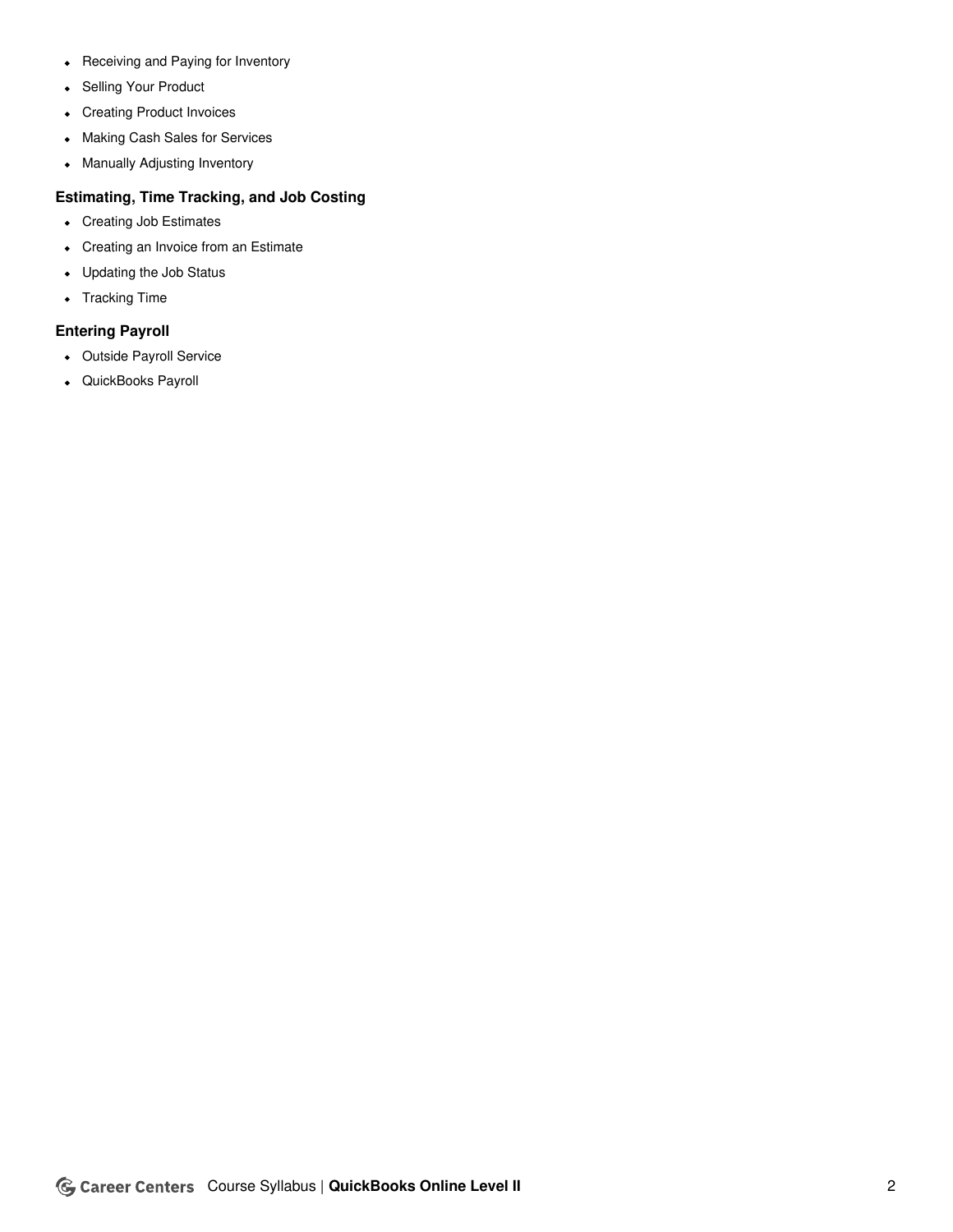- Receiving and Paying for Inventory
- Selling Your Product
- Creating Product Invoices
- Making Cash Sales for Services
- Manually Adjusting Inventory

### Estimating, Time Tracking, and Job Costing

- Creating Job Estimates
- Creating an Invoice from an Estimate
- Updating the Job Status
- Tracking Time

### Entering Payroll

- Outside Payroll Service
- QuickBooks Payroll